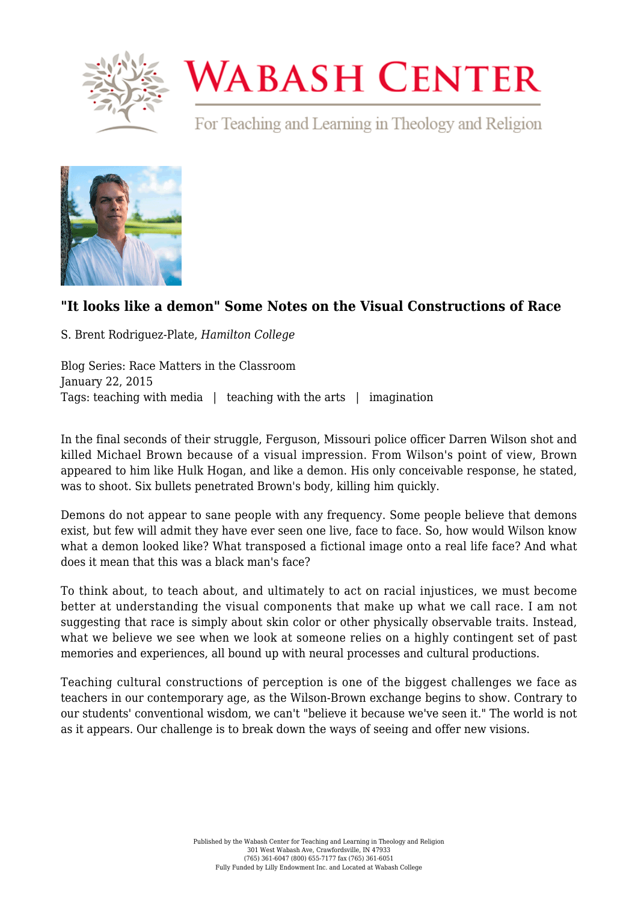# "It looks like a demon" Some Notes on the Visual Constructions of Race

S. Brent Rodriguez-Plate, *Hamilton College*

Blog Series: Race Matters in the Classroom
January 22, 2015
Tags: teaching with media | teaching with the arts | imagination

In the final seconds of their struggle, Ferguson, Missouri police officer Darren Wilson shot and killed Michael Brown because of a visual impression. From Wilson's point of view, Brown appeared to him like Hulk Hogan, and like a demon. His only conceivable response, he stated, was to shoot. Six bullets penetrated Brown's body, killing him quickly.

Demons do not appear to sane people with any frequency. Some people believe that demons exist, but few will admit they have ever seen one live, face to face. So, how would Wilson know what a demon looked like? What transposed a fictional image onto a real life face? And what does it mean that this was a black man's face?

To think about, to teach about, and ultimately to act on racial injustices, we must become better at understanding the visual components that make up what we call race. I am not suggesting that race is simply about skin color or other physically observable traits. Instead, what we believe we see when we look at someone relies on a highly contingent set of past memories and experiences, all bound up with neural processes and cultural productions.

Teaching cultural constructions of perception is one of the biggest challenges we face as teachers in our contemporary age, as the Wilson-Brown exchange begins to show. Contrary to our students' conventional wisdom, we can't "believe it because we've seen it." The world is not as it appears. Our challenge is to break down the ways of seeing and offer new visions.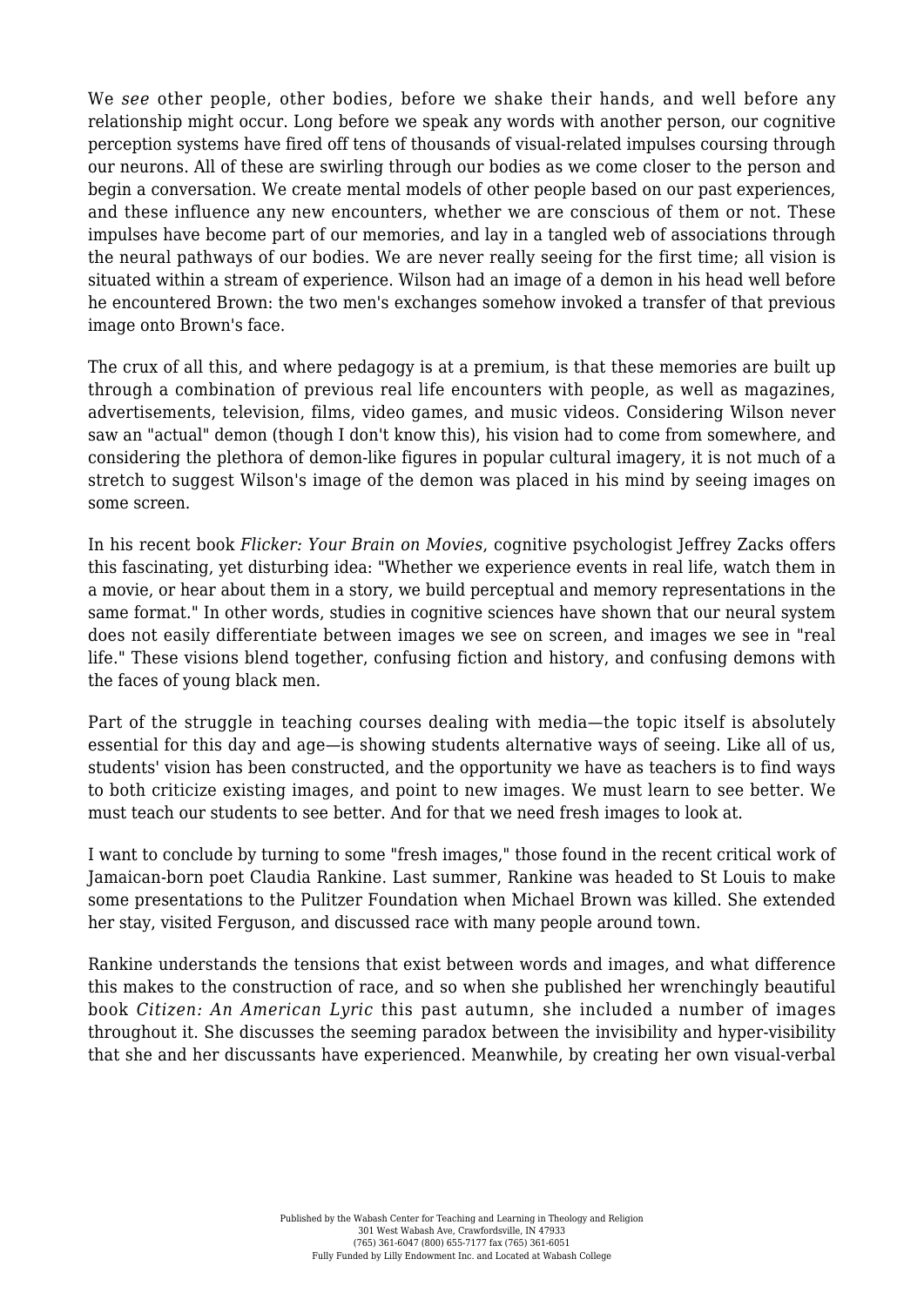We *see* other people, other bodies, before we shake their hands, and well before any relationship might occur. Long before we speak any words with another person, our cognitive perception systems have fired off tens of thousands of visual-related impulses coursing through our neurons. All of these are swirling through our bodies as we come closer to the person and begin a conversation. We create mental models of other people based on our past experiences, and these influence any new encounters, whether we are conscious of them or not. These impulses have become part of our memories, and lay in a tangled web of associations through the neural pathways of our bodies. We are never really seeing for the first time; all vision is situated within a stream of experience. Wilson had an image of a demon in his head well before he encountered Brown: the two men's exchanges somehow invoked a transfer of that previous image onto Brown's face.

The crux of all this, and where pedagogy is at a premium, is that these memories are built up through a combination of previous real life encounters with people, as well as magazines, advertisements, television, films, video games, and music videos. Considering Wilson never saw an "actual" demon (though I don't know this), his vision had to come from somewhere, and considering the plethora of demon-like figures in popular cultural imagery, it is not much of a stretch to suggest Wilson's image of the demon was placed in his mind by seeing images on some screen.

In his recent book *Flicker: Your Brain on Movies*, cognitive psychologist Jeffrey Zacks offers this fascinating, yet disturbing idea: "Whether we experience events in real life, watch them in a movie, or hear about them in a story, we build perceptual and memory representations in the same format." In other words, studies in cognitive sciences have shown that our neural system does not easily differentiate between images we see on screen, and images we see in "real life." These visions blend together, confusing fiction and history, and confusing demons with the faces of young black men.

Part of the struggle in teaching courses dealing with media—the topic itself is absolutely essential for this day and age—is showing students alternative ways of seeing. Like all of us, students' vision has been constructed, and the opportunity we have as teachers is to find ways to both criticize existing images, and point to new images. We must learn to see better. We must teach our students to see better. And for that we need fresh images to look at.

I want to conclude by turning to some "fresh images," those found in the recent critical work of Jamaican-born poet Claudia Rankine. Last summer, Rankine was headed to St Louis to make some presentations to the Pulitzer Foundation when Michael Brown was killed. She extended her stay, visited Ferguson, and discussed race with many people around town.

Rankine understands the tensions that exist between words and images, and what difference this makes to the construction of race, and so when she published her wrenchingly beautiful book *Citizen: An American Lyric* this past autumn, she included a number of images throughout it. She discusses the seeming paradox between the invisibility and hyper-visibility that she and her discussants have experienced. Meanwhile, by creating her own visual-verbal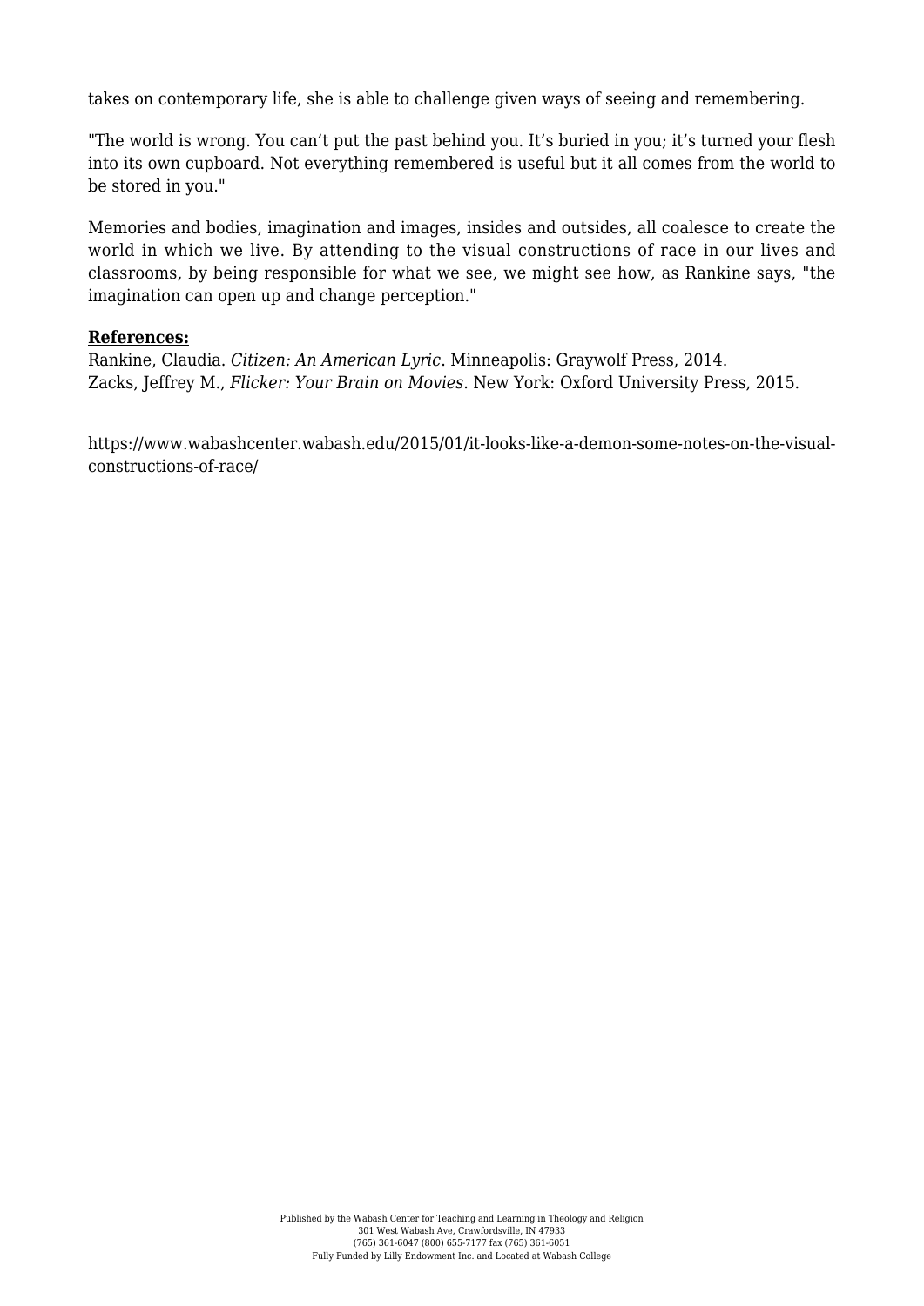takes on contemporary life, she is able to challenge given ways of seeing and remembering.

"The world is wrong. You can't put the past behind you. It's buried in you; it's turned your flesh into its own cupboard. Not everything remembered is useful but it all comes from the world to be stored in you."

Memories and bodies, imagination and images, insides and outsides, all coalesce to create the world in which we live. By attending to the visual constructions of race in our lives and classrooms, by being responsible for what we see, we might see how, as Rankine says, "the imagination can open up and change perception."

**References:**

Rankine, Claudia. *Citizen: An American Lyric*. Minneapolis: Graywolf Press, 2014.
Zacks, Jeffrey M., *Flicker: Your Brain on Movies*. New York: Oxford University Press, 2015.

https://www.wabashcenter.wabash.edu/2015/01/it-looks-like-a-demon-some-notes-on-the-visual-constructions-of-race/